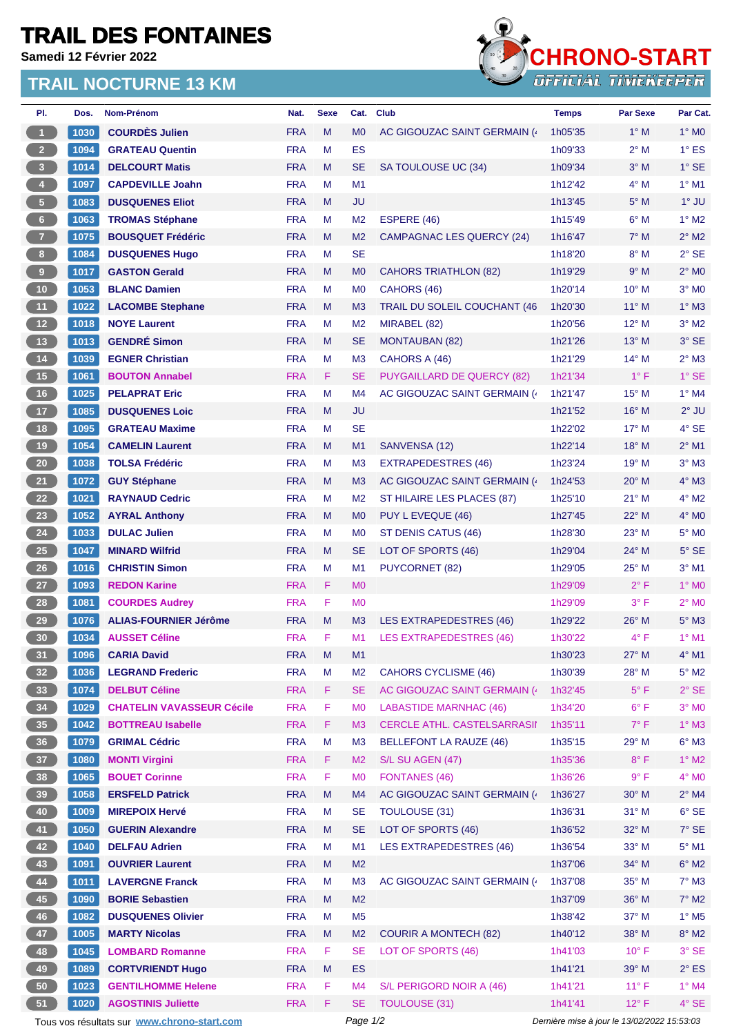# TRAIL DES FONTAINES

**Samedi 12 Février 2022**

## TRAIL NOCTURNE 13 KM

CHRONO-START
OFFICIAL TIMEKEEPER

| Pl. | Dos. | Nom-Prénom | Nat. | Sexe | Cat. | Club | Temps | Par Sexe | Par Cat. |
|---|---|---|---|---|---|---|---|---|---|
| 1 | 1030 | COURDÈS Julien | FRA | M | M0 | AC GIGOUZAC SAINT GERMAIN (4 | 1h05'35 | 1° M | 1° M0 |
| 2 | 1094 | GRATEAU Quentin | FRA | M | ES | | 1h09'33 | 2° M | 1° ES |
| 3 | 1014 | DELCOURT Matis | FRA | M | SE | SA TOULOUSE UC (34) | 1h09'34 | 3° M | 1° SE |
| 4 | 1097 | CAPDEVILLE Joahn | FRA | M | M1 | | 1h12'42 | 4° M | 1° M1 |
| 5 | 1083 | DUSQUENES Eliot | FRA | M | JU | | 1h13'45 | 5° M | 1° JU |
| 6 | 1063 | TROMAS Stéphane | FRA | M | M2 | ESPERE (46) | 1h15'49 | 6° M | 1° M2 |
| 7 | 1075 | BOUSQUET Frédéric | FRA | M | M2 | CAMPAGNAC LES QUERCY (24) | 1h16'47 | 7° M | 2° M2 |
| 8 | 1084 | DUSQUENES Hugo | FRA | M | SE | | 1h18'20 | 8° M | 2° SE |
| 9 | 1017 | GASTON Gerald | FRA | M | M0 | CAHORS TRIATHLON (82) | 1h19'29 | 9° M | 2° M0 |
| 10 | 1053 | BLANC Damien | FRA | M | M0 | CAHORS (46) | 1h20'14 | 10° M | 3° M0 |
| 11 | 1022 | LACOMBE Stephane | FRA | M | M3 | TRAIL DU SOLEIL COUCHANT (46 | 1h20'30 | 11° M | 1° M3 |
| 12 | 1018 | NOYE Laurent | FRA | M | M2 | MIRABEL (82) | 1h20'56 | 12° M | 3° M2 |
| 13 | 1013 | GENDRÉ Simon | FRA | M | SE | MONTAUBAN (82) | 1h21'26 | 13° M | 3° SE |
| 14 | 1039 | EGNER Christian | FRA | M | M3 | CAHORS A (46) | 1h21'29 | 14° M | 2° M3 |
| 15 | 1061 | BOUTON Annabel | FRA | F | SE | PUYGAILLARD DE QUERCY (82) | 1h21'34 | 1° F | 1° SE |
| 16 | 1025 | PELAPRAT Eric | FRA | M | M4 | AC GIGOUZAC SAINT GERMAIN (4 | 1h21'47 | 15° M | 1° M4 |
| 17 | 1085 | DUSQUENES Loic | FRA | M | JU | | 1h21'52 | 16° M | 2° JU |
| 18 | 1095 | GRATEAU Maxime | FRA | M | SE | | 1h22'02 | 17° M | 4° SE |
| 19 | 1054 | CAMELIN Laurent | FRA | M | M1 | SANVENSA (12) | 1h22'14 | 18° M | 2° M1 |
| 20 | 1038 | TOLSA Frédéric | FRA | M | M3 | EXTRAPEDESTRES (46) | 1h23'24 | 19° M | 3° M3 |
| 21 | 1072 | GUY Stéphane | FRA | M | M3 | AC GIGOUZAC SAINT GERMAIN (4 | 1h24'53 | 20° M | 4° M3 |
| 22 | 1021 | RAYNAUD Cedric | FRA | M | M2 | ST HILAIRE LES PLACES (87) | 1h25'10 | 21° M | 4° M2 |
| 23 | 1052 | AYRAL Anthony | FRA | M | M0 | PUY L EVEQUE (46) | 1h27'45 | 22° M | 4° M0 |
| 24 | 1033 | DULAC Julien | FRA | M | M0 | ST DENIS CATUS (46) | 1h28'30 | 23° M | 5° M0 |
| 25 | 1047 | MINARD Wilfrid | FRA | M | SE | LOT OF SPORTS (46) | 1h29'04 | 24° M | 5° SE |
| 26 | 1016 | CHRISTIN Simon | FRA | M | M1 | PUYCORNET (82) | 1h29'05 | 25° M | 3° M1 |
| 27 | 1093 | REDON Karine | FRA | F | M0 | | 1h29'09 | 2° F | 1° M0 |
| 28 | 1081 | COURDES Audrey | FRA | F | M0 | | 1h29'09 | 3° F | 2° M0 |
| 29 | 1076 | ALIAS-FOURNIER Jérôme | FRA | M | M3 | LES EXTRAPEDESTRES (46) | 1h29'22 | 26° M | 5° M3 |
| 30 | 1034 | AUSSET Céline | FRA | F | M1 | LES EXTRAPEDESTRES (46) | 1h30'22 | 4° F | 1° M1 |
| 31 | 1096 | CARIA David | FRA | M | M1 | | 1h30'23 | 27° M | 4° M1 |
| 32 | 1036 | LEGRAND Frederic | FRA | M | M2 | CAHORS CYCLISME (46) | 1h30'39 | 28° M | 5° M2 |
| 33 | 1074 | DELBUT Céline | FRA | F | SE | AC GIGOUZAC SAINT GERMAIN (4 | 1h32'45 | 5° F | 2° SE |
| 34 | 1029 | CHATELIN VAVASSEUR Cécile | FRA | F | M0 | LABASTIDE MARNHAC (46) | 1h34'20 | 6° F | 3° M0 |
| 35 | 1042 | BOTTREAU Isabelle | FRA | F | M3 | CERCLE ATHL. CASTELSARRASII | 1h35'11 | 7° F | 1° M3 |
| 36 | 1079 | GRIMAL Cédric | FRA | M | M3 | BELLEFONT LA RAUZE (46) | 1h35'15 | 29° M | 6° M3 |
| 37 | 1080 | MONTI Virgini | FRA | F | M2 | S/L SU AGEN (47) | 1h35'36 | 8° F | 1° M2 |
| 38 | 1065 | BOUET Corinne | FRA | F | M0 | FONTANES (46) | 1h36'26 | 9° F | 4° M0 |
| 39 | 1058 | ERSFELD Patrick | FRA | M | M4 | AC GIGOUZAC SAINT GERMAIN (4 | 1h36'27 | 30° M | 2° M4 |
| 40 | 1009 | MIREPOIX Hervé | FRA | M | SE | TOULOUSE (31) | 1h36'31 | 31° M | 6° SE |
| 41 | 1050 | GUERIN Alexandre | FRA | M | SE | LOT OF SPORTS (46) | 1h36'52 | 32° M | 7° SE |
| 42 | 1040 | DELFAU Adrien | FRA | M | M1 | LES EXTRAPEDESTRES (46) | 1h36'54 | 33° M | 5° M1 |
| 43 | 1091 | OUVRIER Laurent | FRA | M | M2 | | 1h37'06 | 34° M | 6° M2 |
| 44 | 1011 | LAVERGNE Franck | FRA | M | M3 | AC GIGOUZAC SAINT GERMAIN (4 | 1h37'08 | 35° M | 7° M3 |
| 45 | 1090 | BORIE Sebastien | FRA | M | M2 | | 1h37'09 | 36° M | 7° M2 |
| 46 | 1082 | DUSQUENES Olivier | FRA | M | M5 | | 1h38'42 | 37° M | 1° M5 |
| 47 | 1005 | MARTY Nicolas | FRA | M | M2 | COURIR A MONTECH (82) | 1h40'12 | 38° M | 8° M2 |
| 48 | 1045 | LOMBARD Romanne | FRA | F | SE | LOT OF SPORTS (46) | 1h41'03 | 10° F | 3° SE |
| 49 | 1089 | CORTVRIENDT Hugo | FRA | M | ES | | 1h41'21 | 39° M | 2° ES |
| 50 | 1023 | GENTILHOMME Helene | FRA | F | M4 | S/L PERIGORD NOIR A (46) | 1h41'21 | 11° F | 1° M4 |
| 51 | 1020 | AGOSTINIS Juliette | FRA | F | SE | TOULOUSE (31) | 1h41'41 | 12° F | 4° SE |

Tous vos résultats sur www.chrono-start.com

*Dernière mise à jour le 13/02/2022 15:53:03*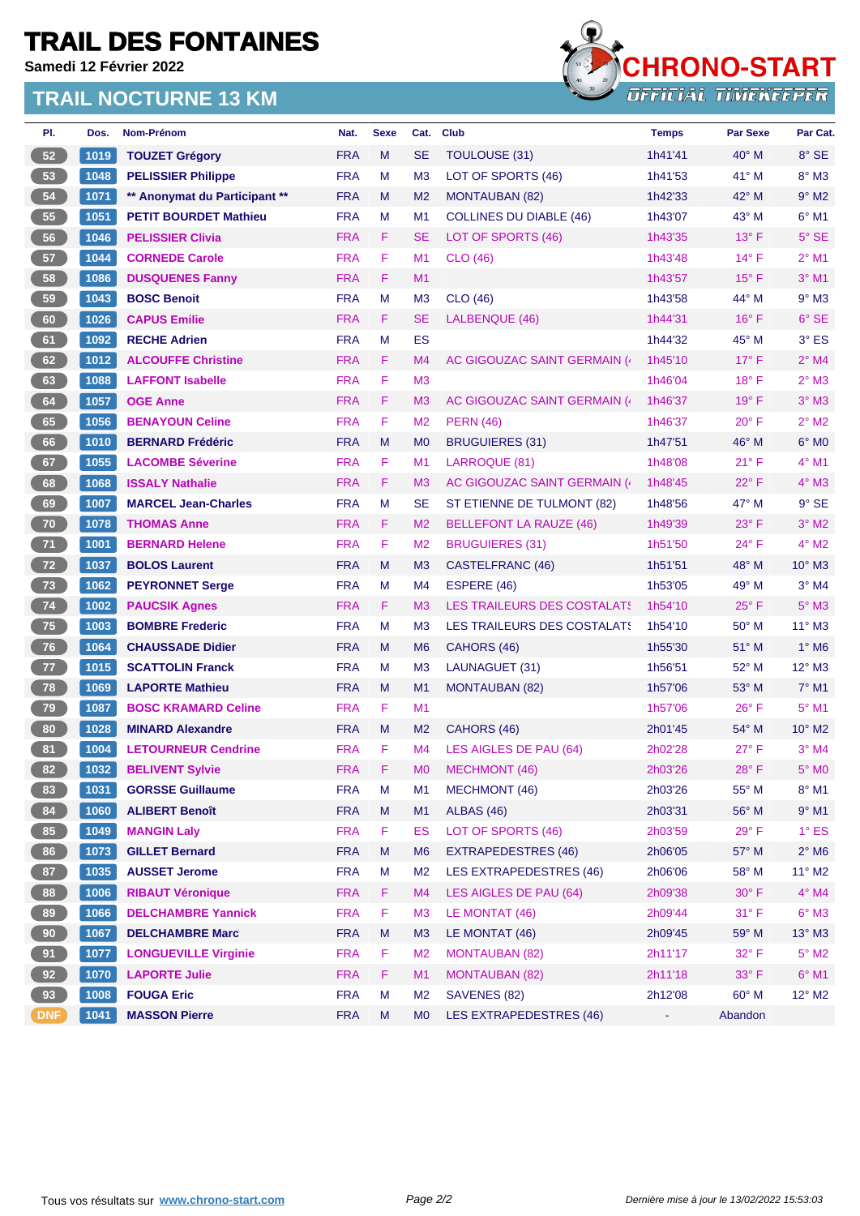# TRAIL DES FONTAINES

**Samedi 12 Février 2022**

## TRAIL NOCTURNE 13 KM

CHRONO-START OFFICIAL TIMEKEEPER

| Pl. | Dos. | Nom-Prénom | Nat. | Sexe | Cat. | Club | Temps | Par Sexe | Par Cat. |
|---|---|---|---|---|---|---|---|---|---|
| 52 | 1019 | TOUZET Grégory | FRA | M | SE | TOULOUSE (31) | 1h41'41 | 40° M | 8° SE |
| 53 | 1048 | PELISSIER Philippe | FRA | M | M3 | LOT OF SPORTS (46) | 1h41'53 | 41° M | 8° M3 |
| 54 | 1071 | ** Anonymat du Participant ** | FRA | M | M2 | MONTAUBAN (82) | 1h42'33 | 42° M | 9° M2 |
| 55 | 1051 | PETIT BOURDET Mathieu | FRA | M | M1 | COLLINES DU DIABLE (46) | 1h43'07 | 43° M | 6° M1 |
| 56 | 1046 | PELISSIER Clivia | FRA | F | SE | LOT OF SPORTS (46) | 1h43'35 | 13° F | 5° SE |
| 57 | 1044 | CORNEDE Carole | FRA | F | M1 | CLO (46) | 1h43'48 | 14° F | 2° M1 |
| 58 | 1086 | DUSQUENES Fanny | FRA | F | M1 | | 1h43'57 | 15° F | 3° M1 |
| 59 | 1043 | BOSC Benoit | FRA | M | M3 | CLO (46) | 1h43'58 | 44° M | 9° M3 |
| 60 | 1026 | CAPUS Emilie | FRA | F | SE | LALBENQUE (46) | 1h44'31 | 16° F | 6° SE |
| 61 | 1092 | RECHE Adrien | FRA | M | ES | | 1h44'32 | 45° M | 3° ES |
| 62 | 1012 | ALCOUFFE Christine | FRA | F | M4 | AC GIGOUZAC SAINT GERMAIN (4 | 1h45'10 | 17° F | 2° M4 |
| 63 | 1088 | LAFFONT Isabelle | FRA | F | M3 | | 1h46'04 | 18° F | 2° M3 |
| 64 | 1057 | OGE Anne | FRA | F | M3 | AC GIGOUZAC SAINT GERMAIN (4 | 1h46'37 | 19° F | 3° M3 |
| 65 | 1056 | BENAYOUN Celine | FRA | F | M2 | PERN (46) | 1h46'37 | 20° F | 2° M2 |
| 66 | 1010 | BERNARD Frédéric | FRA | M | M0 | BRUGUIERES (31) | 1h47'51 | 46° M | 6° M0 |
| 67 | 1055 | LACOMBE Séverine | FRA | F | M1 | LARROQUE (81) | 1h48'08 | 21° F | 4° M1 |
| 68 | 1068 | ISSALY Nathalie | FRA | F | M3 | AC GIGOUZAC SAINT GERMAIN (4 | 1h48'45 | 22° F | 4° M3 |
| 69 | 1007 | MARCEL Jean-Charles | FRA | M | SE | ST ETIENNE DE TULMONT (82) | 1h48'56 | 47° M | 9° SE |
| 70 | 1078 | THOMAS Anne | FRA | F | M2 | BELLEFONT LA RAUZE (46) | 1h49'39 | 23° F | 3° M2 |
| 71 | 1001 | BERNARD Helene | FRA | F | M2 | BRUGUIERES (31) | 1h51'50 | 24° F | 4° M2 |
| 72 | 1037 | BOLOS Laurent | FRA | M | M3 | CASTELFRANC (46) | 1h51'51 | 48° M | 10° M3 |
| 73 | 1062 | PEYRONNET Serge | FRA | M | M4 | ESPERE (46) | 1h53'05 | 49° M | 3° M4 |
| 74 | 1002 | PAUCSIK Agnes | FRA | F | M3 | LES TRAILEURS DES COSTALATS | 1h54'10 | 25° F | 5° M3 |
| 75 | 1003 | BOMBRE Frederic | FRA | M | M3 | LES TRAILEURS DES COSTALATS | 1h54'10 | 50° M | 11° M3 |
| 76 | 1064 | CHAUSSADE Didier | FRA | M | M6 | CAHORS (46) | 1h55'30 | 51° M | 1° M6 |
| 77 | 1015 | SCATTOLIN Franck | FRA | M | M3 | LAUNAGUET (31) | 1h56'51 | 52° M | 12° M3 |
| 78 | 1069 | LAPORTE Mathieu | FRA | M | M1 | MONTAUBAN (82) | 1h57'06 | 53° M | 7° M1 |
| 79 | 1087 | BOSC KRAMARD Celine | FRA | F | M1 | | 1h57'06 | 26° F | 5° M1 |
| 80 | 1028 | MINARD Alexandre | FRA | M | M2 | CAHORS (46) | 2h01'45 | 54° M | 10° M2 |
| 81 | 1004 | LETOURNEUR Cendrine | FRA | F | M4 | LES AIGLES DE PAU (64) | 2h02'28 | 27° F | 3° M4 |
| 82 | 1032 | BELIVENT Sylvie | FRA | F | M0 | MECHMONT (46) | 2h03'26 | 28° F | 5° M0 |
| 83 | 1031 | GORSSE Guillaume | FRA | M | M1 | MECHMONT (46) | 2h03'26 | 55° M | 8° M1 |
| 84 | 1060 | ALIBERT Benoît | FRA | M | M1 | ALBAS (46) | 2h03'31 | 56° M | 9° M1 |
| 85 | 1049 | MANGIN Laly | FRA | F | ES | LOT OF SPORTS (46) | 2h03'59 | 29° F | 1° ES |
| 86 | 1073 | GILLET Bernard | FRA | M | M6 | EXTRAPEDESTRES (46) | 2h06'05 | 57° M | 2° M6 |
| 87 | 1035 | AUSSET Jerome | FRA | M | M2 | LES EXTRAPEDESTRES (46) | 2h06'06 | 58° M | 11° M2 |
| 88 | 1006 | RIBAUT Véronique | FRA | F | M4 | LES AIGLES DE PAU (64) | 2h09'38 | 30° F | 4° M4 |
| 89 | 1066 | DELCHAMBRE Yannick | FRA | F | M3 | LE MONTAT (46) | 2h09'44 | 31° F | 6° M3 |
| 90 | 1067 | DELCHAMBRE Marc | FRA | M | M3 | LE MONTAT (46) | 2h09'45 | 59° M | 13° M3 |
| 91 | 1077 | LONGUEVILLE Virginie | FRA | F | M2 | MONTAUBAN (82) | 2h11'17 | 32° F | 5° M2 |
| 92 | 1070 | LAPORTE Julie | FRA | F | M1 | MONTAUBAN (82) | 2h11'18 | 33° F | 6° M1 |
| 93 | 1008 | FOUGA Eric | FRA | M | M2 | SAVENES (82) | 2h12'08 | 60° M | 12° M2 |
| DNF | 1041 | MASSON Pierre | FRA | M | M0 | LES EXTRAPEDESTRES (46) | - | Abandon | |

Tous vos résultats sur www.chrono-start.com

*Dernière mise à jour le 13/02/2022 15:53:03*